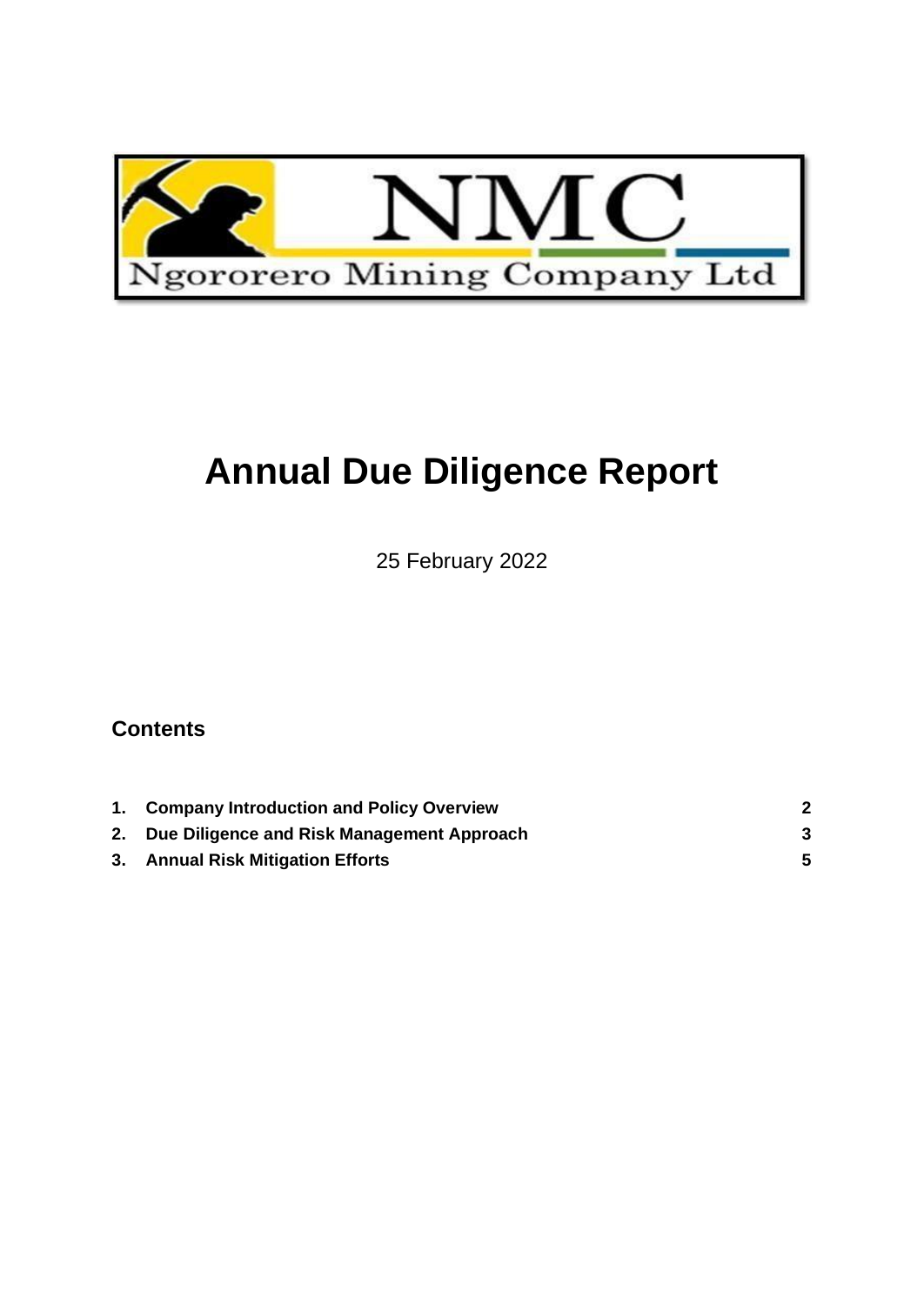NMC

Ngororero Mining Company Ltd

# Annual Due Diligence Report

25 February 2022

## Contents

| | | |
|---|---|---|
| **1.** | **Company Introduction and Policy Overview** | **2** |
| **2.** | **Due Diligence and Risk Management Approach** | **3** |
| **3.** | **Annual Risk Mitigation Efforts** | **5** |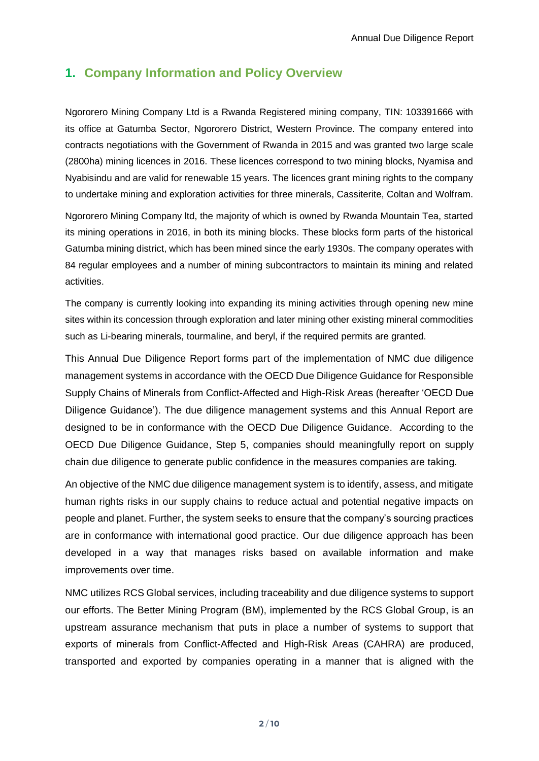## 1. Company Information and Policy Overview

Ngororero Mining Company Ltd is a Rwanda Registered mining company, TIN: 103391666 with its office at Gatumba Sector, Ngororero District, Western Province. The company entered into contracts negotiations with the Government of Rwanda in 2015 and was granted two large scale (2800ha) mining licences in 2016. These licences correspond to two mining blocks, Nyamisa and Nyabisindu and are valid for renewable 15 years. The licences grant mining rights to the company to undertake mining and exploration activities for three minerals, Cassiterite, Coltan and Wolfram.

Ngororero Mining Company ltd, the majority of which is owned by Rwanda Mountain Tea, started its mining operations in 2016, in both its mining blocks. These blocks form parts of the historical Gatumba mining district, which has been mined since the early 1930s. The company operates with 84 regular employees and a number of mining subcontractors to maintain its mining and related activities.

The company is currently looking into expanding its mining activities through opening new mine sites within its concession through exploration and later mining other existing mineral commodities such as Li-bearing minerals, tourmaline, and beryl, if the required permits are granted.

This Annual Due Diligence Report forms part of the implementation of NMC due diligence management systems in accordance with the OECD Due Diligence Guidance for Responsible Supply Chains of Minerals from Conflict-Affected and High-Risk Areas (hereafter 'OECD Due Diligence Guidance'). The due diligence management systems and this Annual Report are designed to be in conformance with the OECD Due Diligence Guidance. According to the OECD Due Diligence Guidance, Step 5, companies should meaningfully report on supply chain due diligence to generate public confidence in the measures companies are taking.

An objective of the NMC due diligence management system is to identify, assess, and mitigate human rights risks in our supply chains to reduce actual and potential negative impacts on people and planet. Further, the system seeks to ensure that the company's sourcing practices are in conformance with international good practice. Our due diligence approach has been developed in a way that manages risks based on available information and make improvements over time.

NMC utilizes RCS Global services, including traceability and due diligence systems to support our efforts. The Better Mining Program (BM), implemented by the RCS Global Group, is an upstream assurance mechanism that puts in place a number of systems to support that exports of minerals from Conflict-Affected and High-Risk Areas (CAHRA) are produced, transported and exported by companies operating in a manner that is aligned with the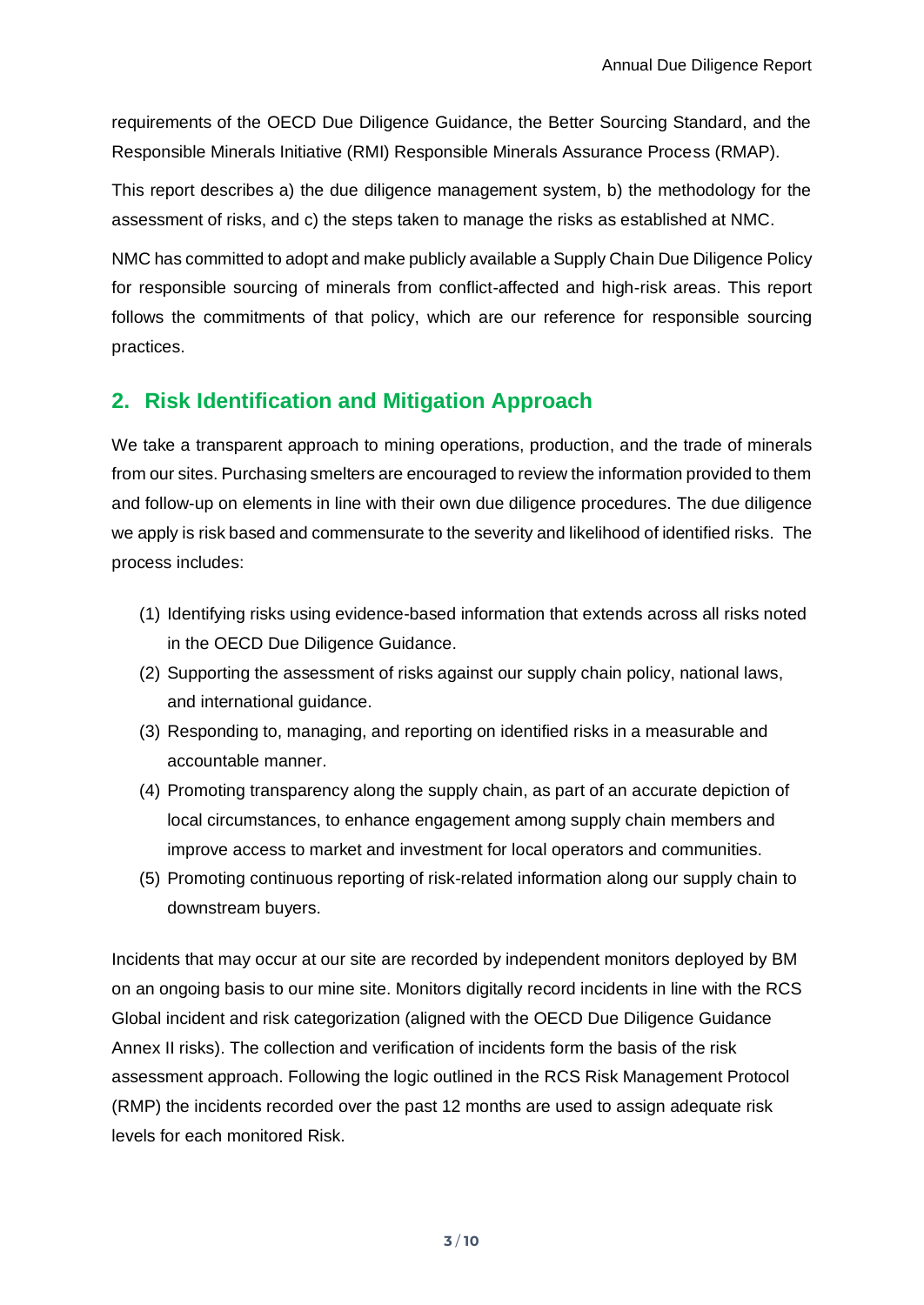requirements of the OECD Due Diligence Guidance, the Better Sourcing Standard, and the Responsible Minerals Initiative (RMI) Responsible Minerals Assurance Process (RMAP).

This report describes a) the due diligence management system, b) the methodology for the assessment of risks, and c) the steps taken to manage the risks as established at NMC.

NMC has committed to adopt and make publicly available a Supply Chain Due Diligence Policy for responsible sourcing of minerals from conflict-affected and high-risk areas. This report follows the commitments of that policy, which are our reference for responsible sourcing practices.

## 2. Risk Identification and Mitigation Approach

We take a transparent approach to mining operations, production, and the trade of minerals from our sites. Purchasing smelters are encouraged to review the information provided to them and follow-up on elements in line with their own due diligence procedures. The due diligence we apply is risk based and commensurate to the severity and likelihood of identified risks. The process includes:

(1) Identifying risks using evidence-based information that extends across all risks noted in the OECD Due Diligence Guidance.

(2) Supporting the assessment of risks against our supply chain policy, national laws, and international guidance.

(3) Responding to, managing, and reporting on identified risks in a measurable and accountable manner.

(4) Promoting transparency along the supply chain, as part of an accurate depiction of local circumstances, to enhance engagement among supply chain members and improve access to market and investment for local operators and communities.

(5) Promoting continuous reporting of risk-related information along our supply chain to downstream buyers.

Incidents that may occur at our site are recorded by independent monitors deployed by BM on an ongoing basis to our mine site. Monitors digitally record incidents in line with the RCS Global incident and risk categorization (aligned with the OECD Due Diligence Guidance Annex II risks). The collection and verification of incidents form the basis of the risk assessment approach. Following the logic outlined in the RCS Risk Management Protocol (RMP) the incidents recorded over the past 12 months are used to assign adequate risk levels for each monitored Risk.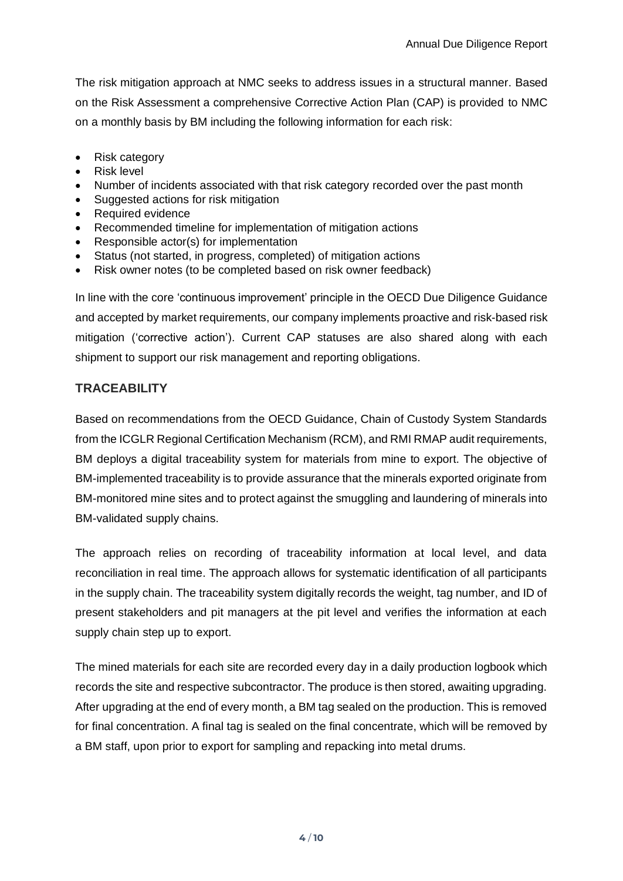The risk mitigation approach at NMC seeks to address issues in a structural manner. Based on the Risk Assessment a comprehensive Corrective Action Plan (CAP) is provided to NMC on a monthly basis by BM including the following information for each risk:

- Risk category
- Risk level
- Number of incidents associated with that risk category recorded over the past month
- Suggested actions for risk mitigation
- Required evidence
- Recommended timeline for implementation of mitigation actions
- Responsible actor(s) for implementation
- Status (not started, in progress, completed) of mitigation actions
- Risk owner notes (to be completed based on risk owner feedback)

In line with the core 'continuous improvement' principle in the OECD Due Diligence Guidance and accepted by market requirements, our company implements proactive and risk-based risk mitigation ('corrective action'). Current CAP statuses are also shared along with each shipment to support our risk management and reporting obligations.

## TRACEABILITY

Based on recommendations from the OECD Guidance, Chain of Custody System Standards from the ICGLR Regional Certification Mechanism (RCM), and RMI RMAP audit requirements, BM deploys a digital traceability system for materials from mine to export. The objective of BM-implemented traceability is to provide assurance that the minerals exported originate from BM-monitored mine sites and to protect against the smuggling and laundering of minerals into BM-validated supply chains.

The approach relies on recording of traceability information at local level, and data reconciliation in real time. The approach allows for systematic identification of all participants in the supply chain. The traceability system digitally records the weight, tag number, and ID of present stakeholders and pit managers at the pit level and verifies the information at each supply chain step up to export.

The mined materials for each site are recorded every day in a daily production logbook which records the site and respective subcontractor. The produce is then stored, awaiting upgrading. After upgrading at the end of every month, a BM tag sealed on the production. This is removed for final concentration. A final tag is sealed on the final concentrate, which will be removed by a BM staff, upon prior to export for sampling and repacking into metal drums.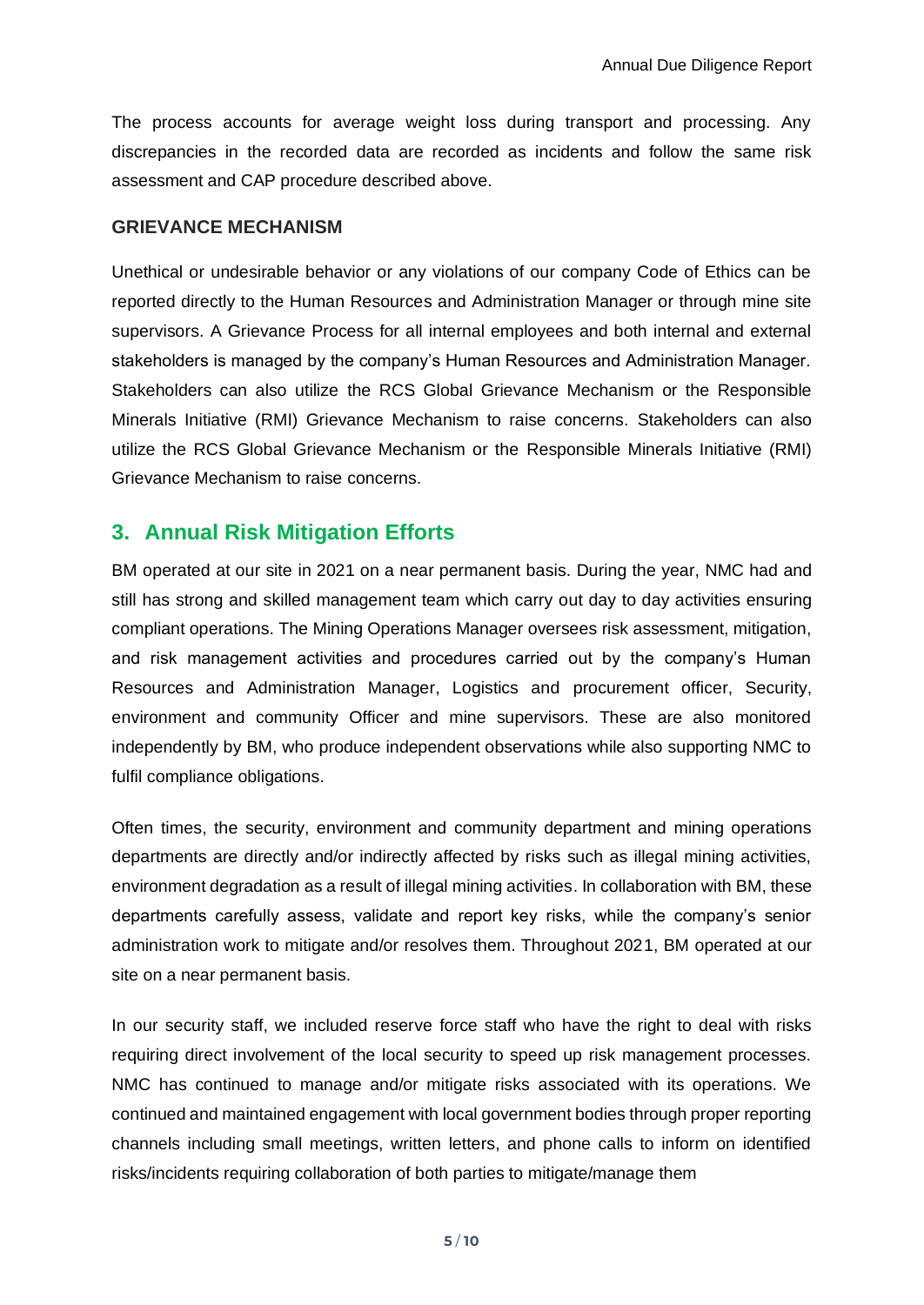The process accounts for average weight loss during transport and processing. Any discrepancies in the recorded data are recorded as incidents and follow the same risk assessment and CAP procedure described above.

### GRIEVANCE MECHANISM

Unethical or undesirable behavior or any violations of our company Code of Ethics can be reported directly to the Human Resources and Administration Manager or through mine site supervisors. A Grievance Process for all internal employees and both internal and external stakeholders is managed by the company's Human Resources and Administration Manager. Stakeholders can also utilize the RCS Global Grievance Mechanism or the Responsible Minerals Initiative (RMI) Grievance Mechanism to raise concerns. Stakeholders can also utilize the RCS Global Grievance Mechanism or the Responsible Minerals Initiative (RMI) Grievance Mechanism to raise concerns.

## 3. Annual Risk Mitigation Efforts

BM operated at our site in 2021 on a near permanent basis. During the year, NMC had and still has strong and skilled management team which carry out day to day activities ensuring compliant operations. The Mining Operations Manager oversees risk assessment, mitigation, and risk management activities and procedures carried out by the company's Human Resources and Administration Manager, Logistics and procurement officer, Security, environment and community Officer and mine supervisors. These are also monitored independently by BM, who produce independent observations while also supporting NMC to fulfil compliance obligations.

Often times, the security, environment and community department and mining operations departments are directly and/or indirectly affected by risks such as illegal mining activities, environment degradation as a result of illegal mining activities. In collaboration with BM, these departments carefully assess, validate and report key risks, while the company's senior administration work to mitigate and/or resolves them. Throughout 2021, BM operated at our site on a near permanent basis.

In our security staff, we included reserve force staff who have the right to deal with risks requiring direct involvement of the local security to speed up risk management processes. NMC has continued to manage and/or mitigate risks associated with its operations. We continued and maintained engagement with local government bodies through proper reporting channels including small meetings, written letters, and phone calls to inform on identified risks/incidents requiring collaboration of both parties to mitigate/manage them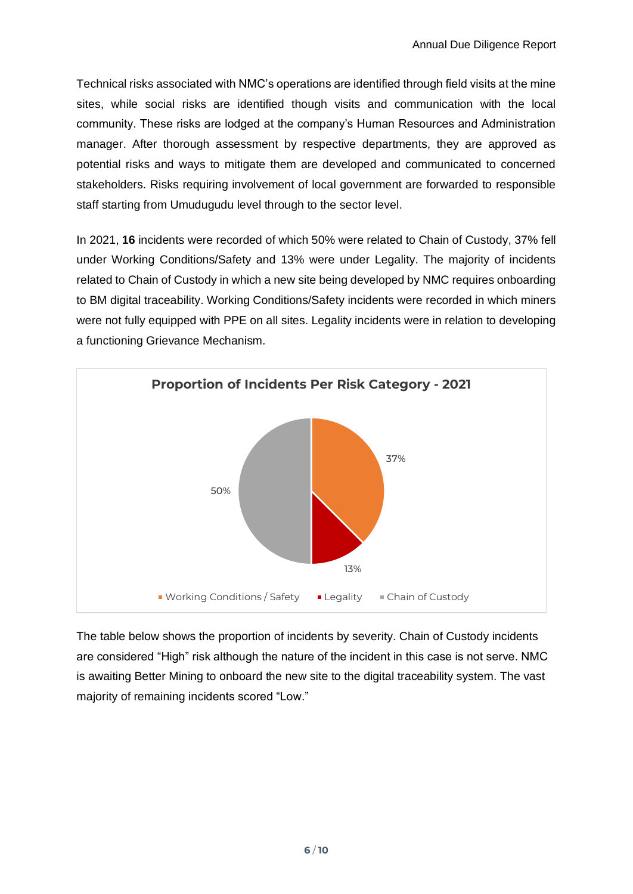Technical risks associated with NMC's operations are identified through field visits at the mine sites, while social risks are identified though visits and communication with the local community. These risks are lodged at the company's Human Resources and Administration manager. After thorough assessment by respective departments, they are approved as potential risks and ways to mitigate them are developed and communicated to concerned stakeholders. Risks requiring involvement of local government are forwarded to responsible staff starting from Umudugudu level through to the sector level.

In 2021, **16** incidents were recorded of which 50% were related to Chain of Custody, 37% fell under Working Conditions/Safety and 13% were under Legality. The majority of incidents related to Chain of Custody in which a new site being developed by NMC requires onboarding to BM digital traceability. Working Conditions/Safety incidents were recorded in which miners were not fully equipped with PPE on all sites. Legality incidents were in relation to developing a functioning Grievance Mechanism.

**Proportion of Incidents Per Risk Category - 2021**

| Risk Category | Proportion |
| --- | --- |
| Working Conditions / Safety | 37% |
| Legality | 13% |
| Chain of Custody | 50% |

The table below shows the proportion of incidents by severity. Chain of Custody incidents are considered "High" risk although the nature of the incident in this case is not serve. NMC is awaiting Better Mining to onboard the new site to the digital traceability system. The vast majority of remaining incidents scored "Low."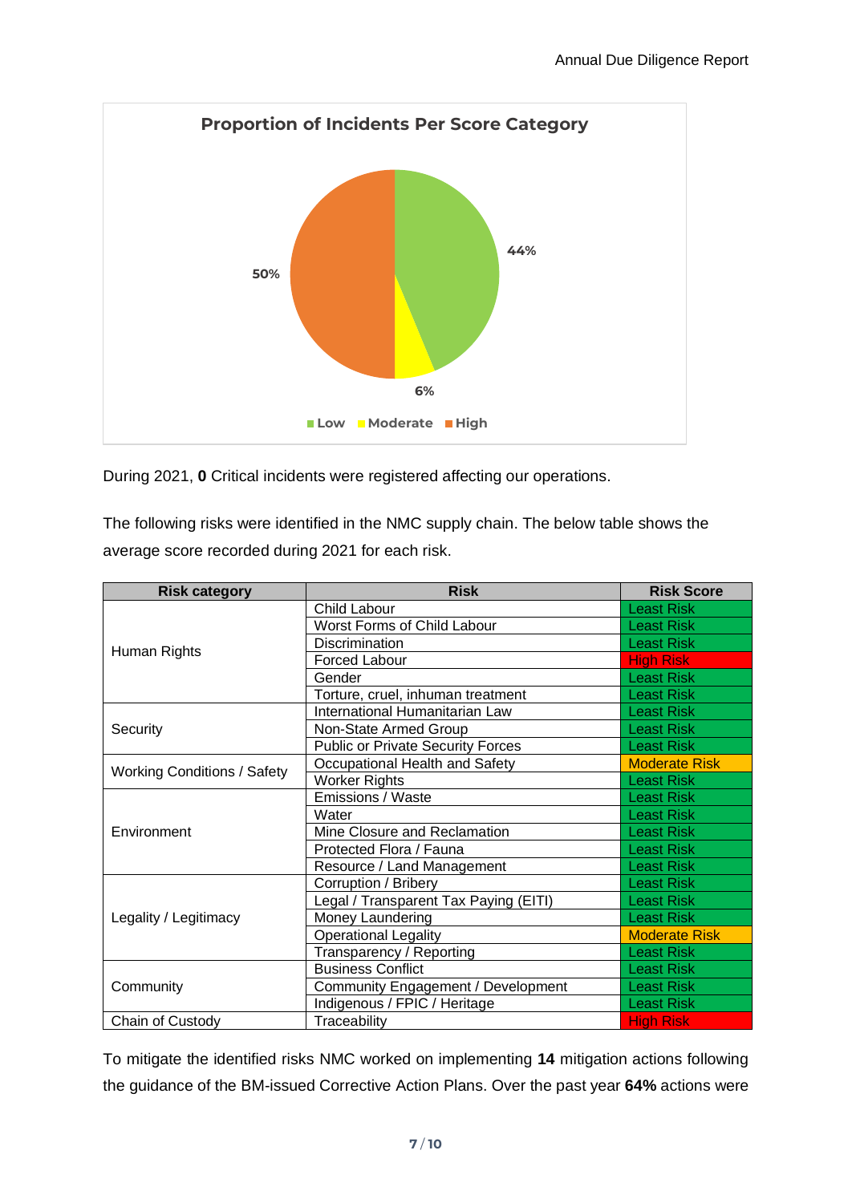**Proportion of Incidents Per Score Category**

| Score Category | Proportion |
|---|---|
| Low | 44% |
| Moderate | 6% |
| High | 50% |

During 2021, **0** Critical incidents were registered affecting our operations.

The following risks were identified in the NMC supply chain. The below table shows the average score recorded during 2021 for each risk.

| Risk category | Risk | Risk Score |
|---|---|---|
| Human Rights | Child Labour | Least Risk |
| | Worst Forms of Child Labour | Least Risk |
| | Discrimination | Least Risk |
| | Forced Labour | High Risk |
| | Gender | Least Risk |
| | Torture, cruel, inhuman treatment | Least Risk |
| Security | International Humanitarian Law | Least Risk |
| | Non-State Armed Group | Least Risk |
| | Public or Private Security Forces | Least Risk |
| Working Conditions / Safety | Occupational Health and Safety | Moderate Risk |
| | Worker Rights | Least Risk |
| Environment | Emissions / Waste | Least Risk |
| | Water | Least Risk |
| | Mine Closure and Reclamation | Least Risk |
| | Protected Flora / Fauna | Least Risk |
| | Resource / Land Management | Least Risk |
| Legality / Legitimacy | Corruption / Bribery | Least Risk |
| | Legal / Transparent Tax Paying (EITI) | Least Risk |
| | Money Laundering | Least Risk |
| | Operational Legality | Moderate Risk |
| | Transparency / Reporting | Least Risk |
| Community | Business Conflict | Least Risk |
| | Community Engagement / Development | Least Risk |
| | Indigenous / FPIC / Heritage | Least Risk |
| Chain of Custody | Traceability | High Risk |

To mitigate the identified risks NMC worked on implementing **14** mitigation actions following the guidance of the BM-issued Corrective Action Plans. Over the past year **64%** actions were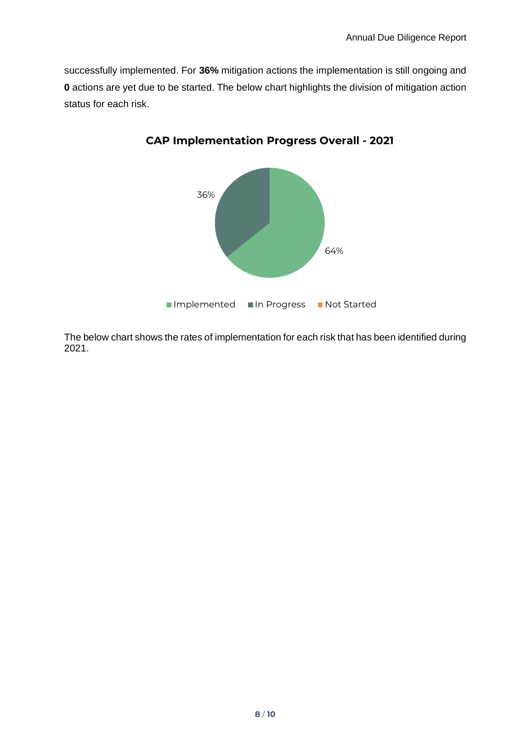successfully implemented. For **36%** mitigation actions the implementation is still ongoing and **0** actions are yet due to be started. The below chart highlights the division of mitigation action status for each risk.

**CAP Implementation Progress Overall - 2021**

36%

64%

Implemented In Progress Not Started

The below chart shows the rates of implementation for each risk that has been identified during 2021.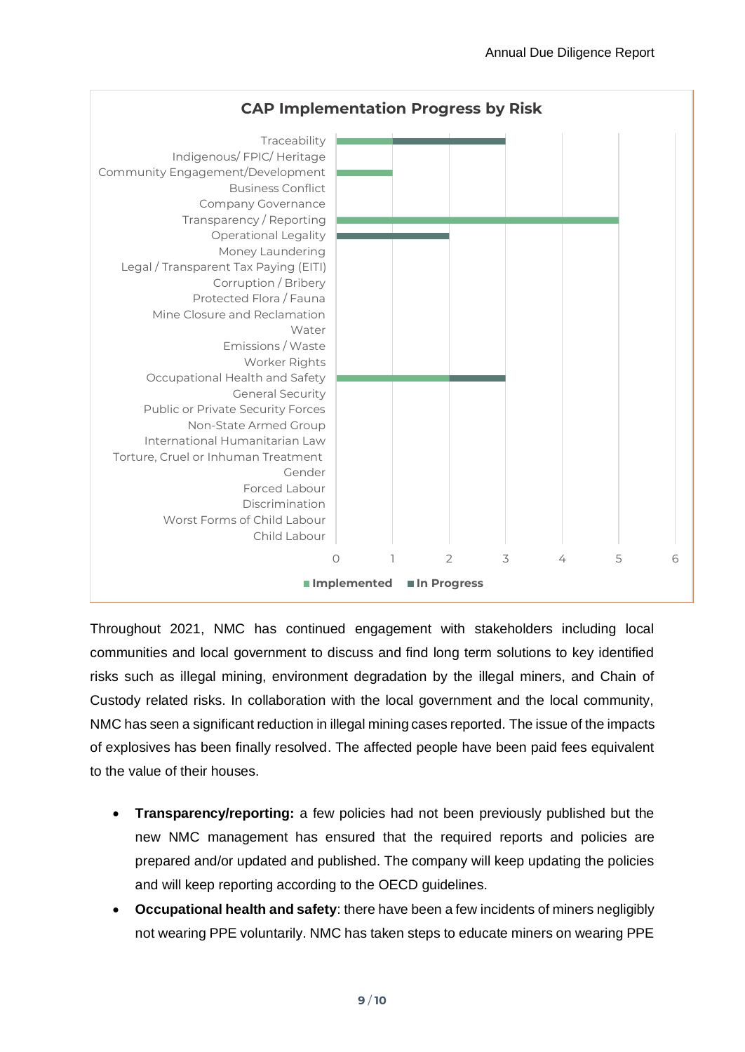**CAP Implementation Progress by Risk**

| Risk | Implemented | In Progress |
| --- | --- | --- |
| Traceability | 1 | 2 |
| Indigenous/ FPIC/ Heritage | | |
| Community Engagement/Development | 1 | |
| Business Conflict | | |
| Company Governance | | |
| Transparency / Reporting | 5 | |
| Operational Legality | | 2 |
| Money Laundering | | |
| Legal / Transparent Tax Paying (EITI) | | |
| Corruption / Bribery | | |
| Protected Flora / Fauna | | |
| Mine Closure and Reclamation | | |
| Water | | |
| Emissions / Waste | | |
| Worker Rights | | |
| Occupational Health and Safety | 2 | 1 |
| General Security | | |
| Public or Private Security Forces | | |
| Non-State Armed Group | | |
| International Humanitarian Law | | |
| Torture, Cruel or Inhuman Treatment | | |
| Gender | | |
| Forced Labour | | |
| Discrimination | | |
| Worst Forms of Child Labour | | |
| Child Labour | | |

Throughout 2021, NMC has continued engagement with stakeholders including local communities and local government to discuss and find long term solutions to key identified risks such as illegal mining, environment degradation by the illegal miners, and Chain of Custody related risks. In collaboration with the local government and the local community, NMC has seen a significant reduction in illegal mining cases reported. The issue of the impacts of explosives has been finally resolved. The affected people have been paid fees equivalent to the value of their houses.

- **Transparency/reporting:** a few policies had not been previously published but the new NMC management has ensured that the required reports and policies are prepared and/or updated and published. The company will keep updating the policies and will keep reporting according to the OECD guidelines.
- **Occupational health and safety**: there have been a few incidents of miners negligibly not wearing PPE voluntarily. NMC has taken steps to educate miners on wearing PPE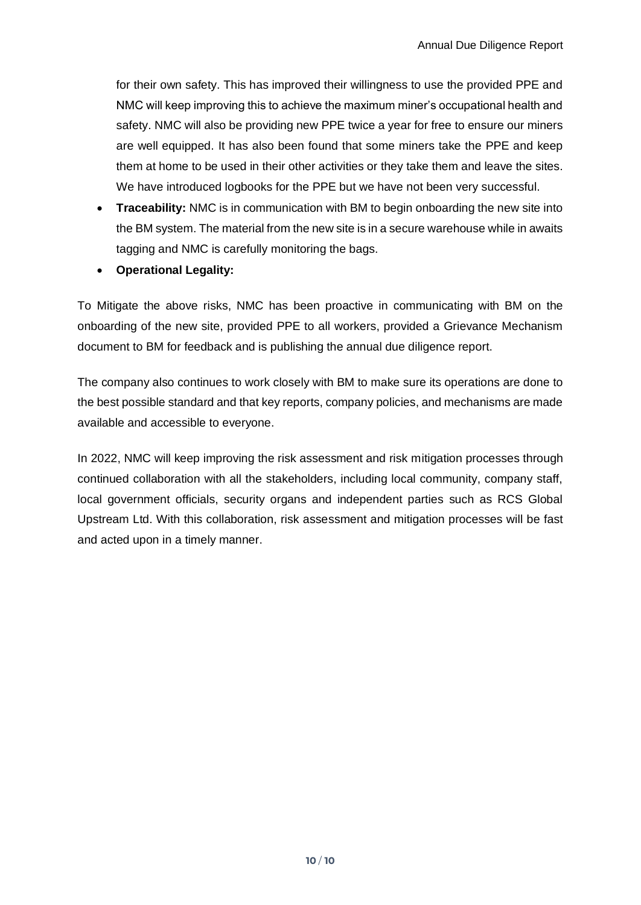for their own safety. This has improved their willingness to use the provided PPE and NMC will keep improving this to achieve the maximum miner's occupational health and safety. NMC will also be providing new PPE twice a year for free to ensure our miners are well equipped. It has also been found that some miners take the PPE and keep them at home to be used in their other activities or they take them and leave the sites. We have introduced logbooks for the PPE but we have not been very successful.

- **Traceability:** NMC is in communication with BM to begin onboarding the new site into the BM system. The material from the new site is in a secure warehouse while in awaits tagging and NMC is carefully monitoring the bags.
- **Operational Legality:**

To Mitigate the above risks, NMC has been proactive in communicating with BM on the onboarding of the new site, provided PPE to all workers, provided a Grievance Mechanism document to BM for feedback and is publishing the annual due diligence report.

The company also continues to work closely with BM to make sure its operations are done to the best possible standard and that key reports, company policies, and mechanisms are made available and accessible to everyone.

In 2022, NMC will keep improving the risk assessment and risk mitigation processes through continued collaboration with all the stakeholders, including local community, company staff, local government officials, security organs and independent parties such as RCS Global Upstream Ltd. With this collaboration, risk assessment and mitigation processes will be fast and acted upon in a timely manner.